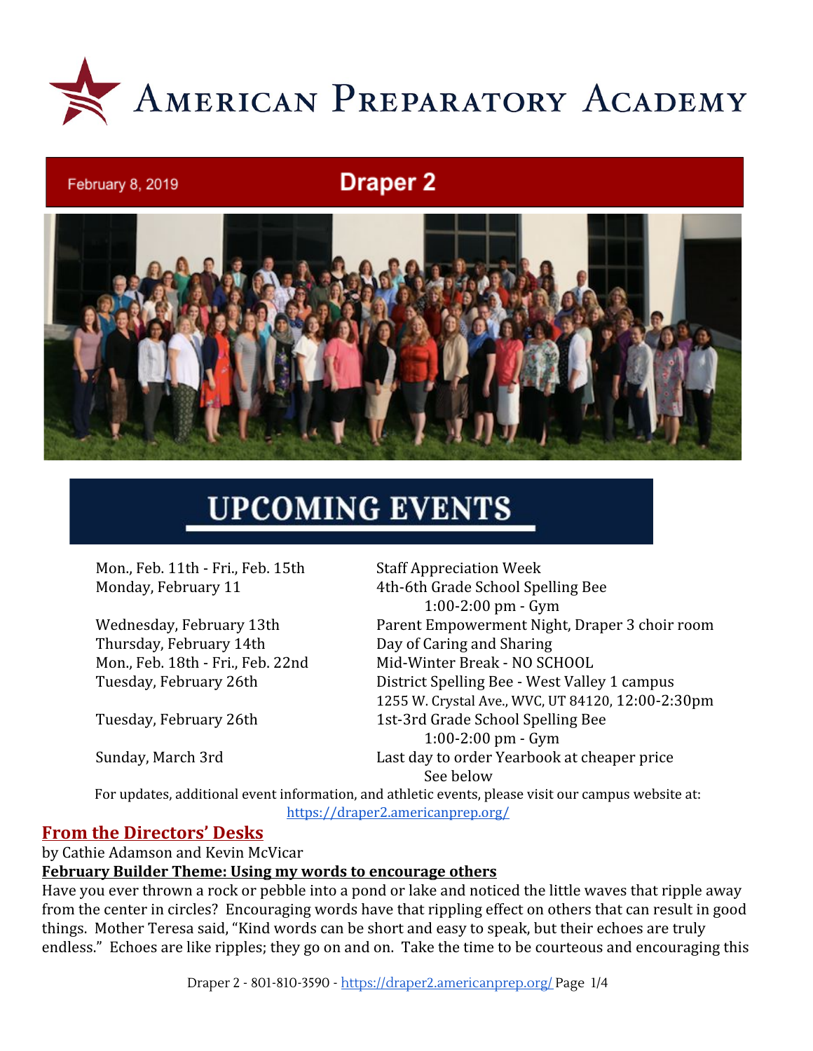# American Preparatory Academy

February 8, 2019

## Draper 2

## UPCOMING EVENTS

| | |
|---|---|
| Mon., Feb. 11th - Fri., Feb. 15th | Staff Appreciation Week |
| Monday, February 11 | 4th-6th Grade School Spelling Bee 1:00-2:00 pm - Gym |
| Wednesday, February 13th | Parent Empowerment Night, Draper 3 choir room |
| Thursday, February 14th | Day of Caring and Sharing |
| Mon., Feb. 18th - Fri., Feb. 22nd | Mid-Winter Break - NO SCHOOL |
| Tuesday, February 26th | District Spelling Bee - West Valley 1 campus 1255 W. Crystal Ave., WVC, UT 84120, 12:00-2:30pm |
| Tuesday, February 26th | 1st-3rd Grade School Spelling Bee 1:00-2:00 pm - Gym |
| Sunday, March 3rd | Last day to order Yearbook at cheaper price See below |

For updates, additional event information, and athletic events, please visit our campus website at: https://draper2.americanprep.org/

## From the Directors' Desks

by Cathie Adamson and Kevin McVicar

**February Builder Theme: Using my words to encourage others**

Have you ever thrown a rock or pebble into a pond or lake and noticed the little waves that ripple away from the center in circles? Encouraging words have that rippling effect on others that can result in good things. Mother Teresa said, "Kind words can be short and easy to speak, but their echoes are truly endless." Echoes are like ripples; they go on and on. Take the time to be courteous and encouraging this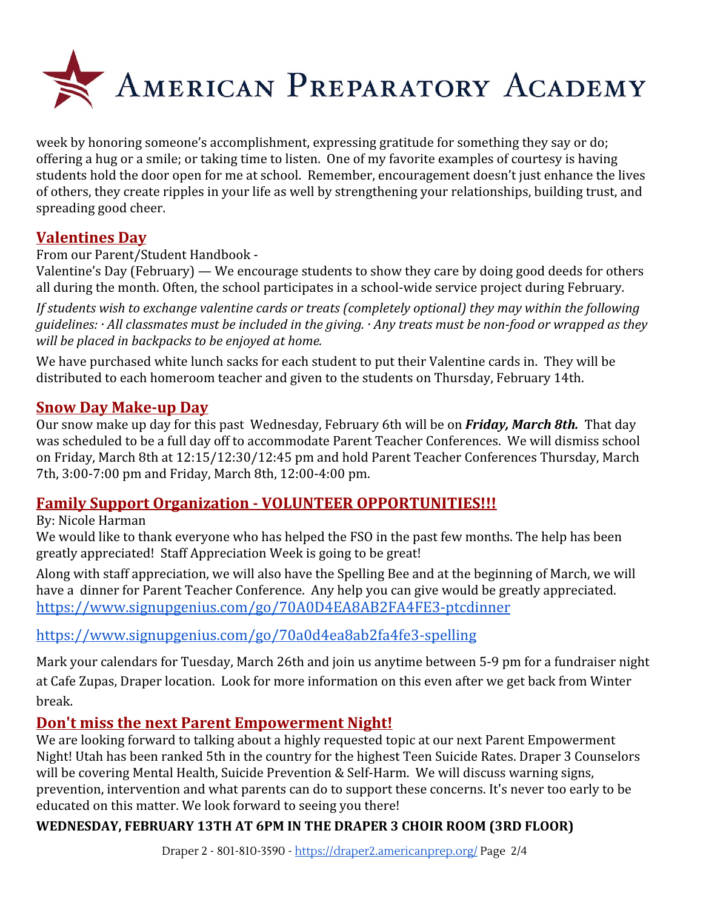week by honoring someone's accomplishment, expressing gratitude for something they say or do; offering a hug or a smile; or taking time to listen. One of my favorite examples of courtesy is having students hold the door open for me at school. Remember, encouragement doesn't just enhance the lives of others, they create ripples in your life as well by strengthening your relationships, building trust, and spreading good cheer.

## Valentines Day

From our Parent/Student Handbook -
Valentine's Day (February) — We encourage students to show they care by doing good deeds for others all during the month. Often, the school participates in a school-wide service project during February.

*If students wish to exchange valentine cards or treats (completely optional) they may within the following guidelines: · All classmates must be included in the giving. · Any treats must be non-food or wrapped as they will be placed in backpacks to be enjoyed at home.*

We have purchased white lunch sacks for each student to put their Valentine cards in. They will be distributed to each homeroom teacher and given to the students on Thursday, February 14th.

## Snow Day Make-up Day

Our snow make up day for this past Wednesday, February 6th will be on ***Friday, March 8th.*** That day was scheduled to be a full day off to accommodate Parent Teacher Conferences. We will dismiss school on Friday, March 8th at 12:15/12:30/12:45 pm and hold Parent Teacher Conferences Thursday, March 7th, 3:00-7:00 pm and Friday, March 8th, 12:00-4:00 pm.

## Family Support Organization - VOLUNTEER OPPORTUNITIES!!!

By: Nicole Harman
We would like to thank everyone who has helped the FSO in the past few months. The help has been greatly appreciated! Staff Appreciation Week is going to be great!

Along with staff appreciation, we will also have the Spelling Bee and at the beginning of March, we will have a dinner for Parent Teacher Conference. Any help you can give would be greatly appreciated.
https://www.signupgenius.com/go/70A0D4EA8AB2FA4FE3-ptcdinner

https://www.signupgenius.com/go/70a0d4ea8ab2fa4fe3-spelling

Mark your calendars for Tuesday, March 26th and join us anytime between 5-9 pm for a fundraiser night at Cafe Zupas, Draper location. Look for more information on this even after we get back from Winter break.

## Don't miss the next Parent Empowerment Night!

We are looking forward to talking about a highly requested topic at our next Parent Empowerment Night! Utah has been ranked 5th in the country for the highest Teen Suicide Rates. Draper 3 Counselors will be covering Mental Health, Suicide Prevention & Self-Harm. We will discuss warning signs, prevention, intervention and what parents can do to support these concerns. It's never too early to be educated on this matter. We look forward to seeing you there!

**WEDNESDAY, FEBRUARY 13TH AT 6PM IN THE DRAPER 3 CHOIR ROOM (3RD FLOOR)**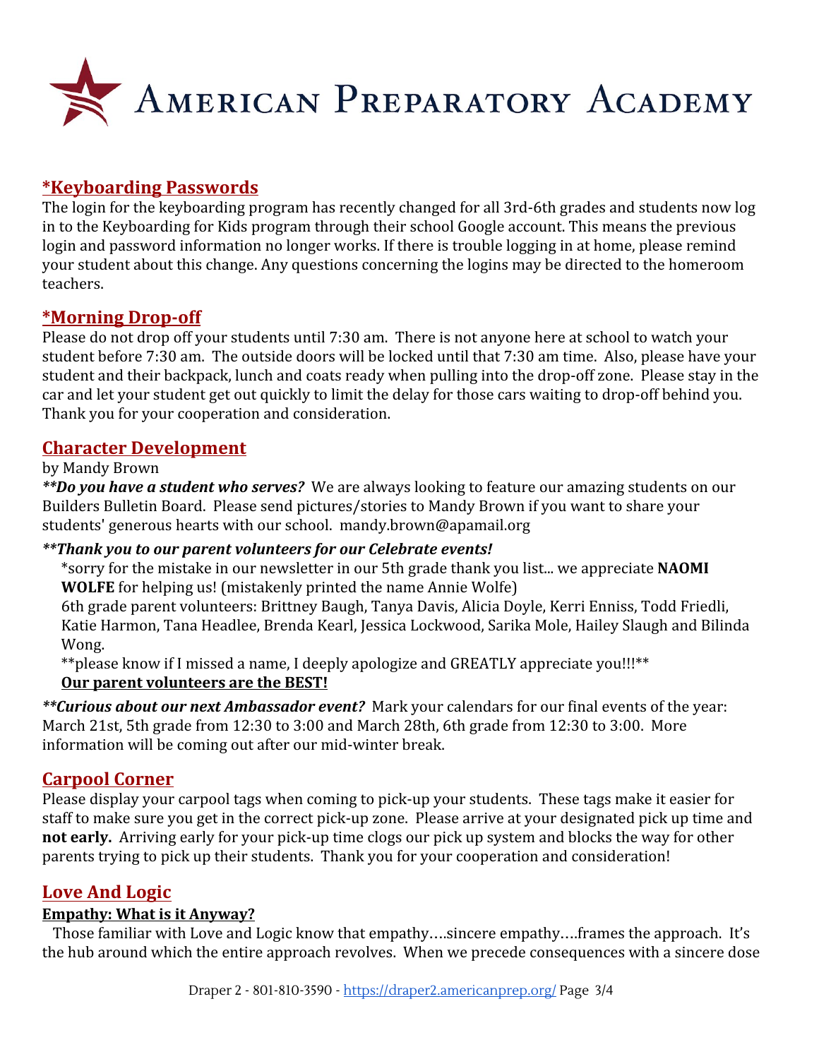# American Preparatory Academy

## *Keyboarding Passwords

The login for the keyboarding program has recently changed for all 3rd-6th grades and students now log in to the Keyboarding for Kids program through their school Google account. This means the previous login and password information no longer works. If there is trouble logging in at home, please remind your student about this change. Any questions concerning the logins may be directed to the homeroom teachers.

## *Morning Drop-off

Please do not drop off your students until 7:30 am. There is not anyone here at school to watch your student before 7:30 am. The outside doors will be locked until that 7:30 am time. Also, please have your student and their backpack, lunch and coats ready when pulling into the drop-off zone. Please stay in the car and let your student get out quickly to limit the delay for those cars waiting to drop-off behind you. Thank you for your cooperation and consideration.

## Character Development

by Mandy Brown

***Do you have a student who serves?*** We are always looking to feature our amazing students on our Builders Bulletin Board. Please send pictures/stories to Mandy Brown if you want to share your students' generous hearts with our school. mandy.brown@apamail.org

***Thank you to our parent volunteers for our Celebrate events!***

*sorry for the mistake in our newsletter in our 5th grade thank you list... we appreciate **NAOMI WOLFE** for helping us! (mistakenly printed the name Annie Wolfe)

6th grade parent volunteers: Brittney Baugh, Tanya Davis, Alicia Doyle, Kerri Enniss, Todd Friedli, Katie Harmon, Tana Headlee, Brenda Kearl, Jessica Lockwood, Sarika Mole, Hailey Slaugh and Bilinda Wong.

**please know if I missed a name, I deeply apologize and GREATLY appreciate you!!!**

**Our parent volunteers are the BEST!**

***Curious about our next Ambassador event?*** Mark your calendars for our final events of the year: March 21st, 5th grade from 12:30 to 3:00 and March 28th, 6th grade from 12:30 to 3:00. More information will be coming out after our mid-winter break.

## Carpool Corner

Please display your carpool tags when coming to pick-up your students. These tags make it easier for staff to make sure you get in the correct pick-up zone. Please arrive at your designated pick up time and **not early.** Arriving early for your pick-up time clogs our pick up system and blocks the way for other parents trying to pick up their students. Thank you for your cooperation and consideration!

## Love And Logic

### Empathy: What is it Anyway?

Those familiar with Love and Logic know that empathy….sincere empathy….frames the approach. It's the hub around which the entire approach revolves. When we precede consequences with a sincere dose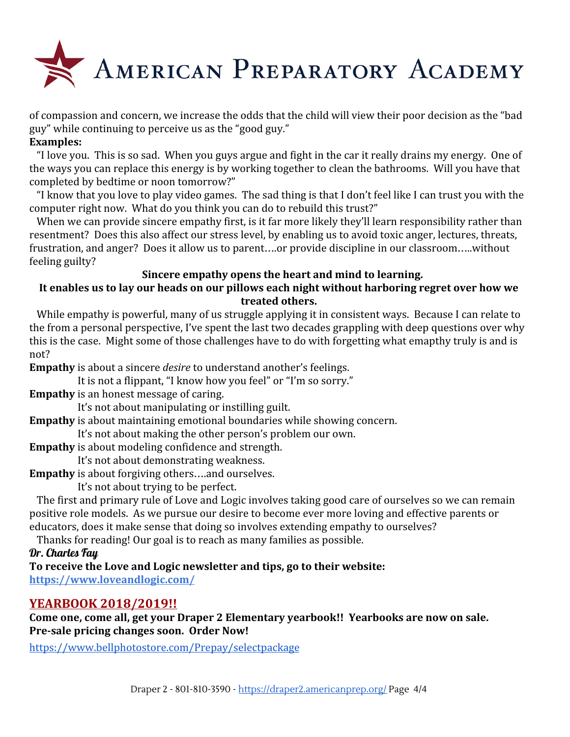of compassion and concern, we increase the odds that the child will view their poor decision as the "bad guy" while continuing to perceive us as the "good guy."

**Examples:**

"I love you. This is so sad. When you guys argue and fight in the car it really drains my energy. One of the ways you can replace this energy is by working together to clean the bathrooms. Will you have that completed by bedtime or noon tomorrow?"

"I know that you love to play video games. The sad thing is that I don't feel like I can trust you with the computer right now. What do you think you can do to rebuild this trust?"

When we can provide sincere empathy first, is it far more likely they'll learn responsibility rather than resentment? Does this also affect our stress level, by enabling us to avoid toxic anger, lectures, threats, frustration, and anger? Does it allow us to parent….or provide discipline in our classroom…..without feeling guilty?

**Sincere empathy opens the heart and mind to learning.**
**It enables us to lay our heads on our pillows each night without harboring regret over how we treated others.**

While empathy is powerful, many of us struggle applying it in consistent ways. Because I can relate to the from a personal perspective, I've spent the last two decades grappling with deep questions over why this is the case. Might some of those challenges have to do with forgetting what emapthy truly is and is not?

**Empathy** is about a sincere *desire* to understand another's feelings.
It is not a flippant, "I know how you feel" or "I'm so sorry."

**Empathy** is an honest message of caring.
It's not about manipulating or instilling guilt.

**Empathy** is about maintaining emotional boundaries while showing concern.
It's not about making the other person's problem our own.

**Empathy** is about modeling confidence and strength.
It's not about demonstrating weakness.

**Empathy** is about forgiving others….and ourselves.
It's not about trying to be perfect.

The first and primary rule of Love and Logic involves taking good care of ourselves so we can remain positive role models. As we pursue our desire to become ever more loving and effective parents or educators, does it make sense that doing so involves extending empathy to ourselves?

Thanks for reading! Our goal is to reach as many families as possible.

**Dr. Charles Fay**

**To receive the Love and Logic newsletter and tips, go to their website:**
**https://www.loveandlogic.com/**

## YEARBOOK 2018/2019!!

**Come one, come all, get your Draper 2 Elementary yearbook!! Yearbooks are now on sale. Pre-sale pricing changes soon. Order Now!**

https://www.bellphotostore.com/Prepay/selectpackage